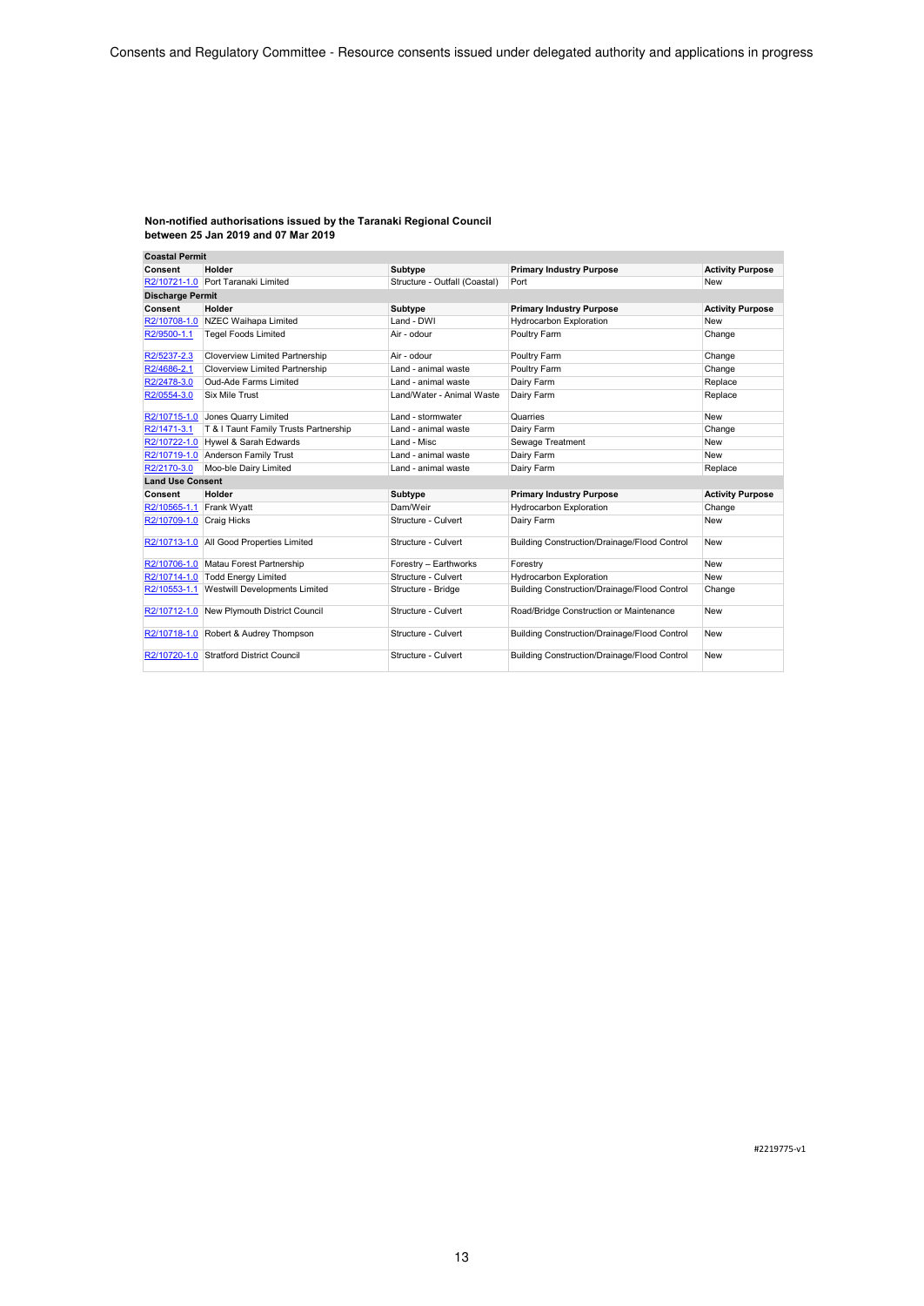Consents and Regulatory Committee - Resource consents issued under delegated authority and applications in progress

**Non-notified authorisations issued by the Taranaki Regional Council between 25 Jan 2019 and 07 Mar 2019**

| **Coastal Permit** | | | | |
|---|---|---|---|---|
| **Consent** | **Holder** | **Subtype** | **Primary Industry Purpose** | **Activity Purpose** |
| R2/10721-1.0 | Port Taranaki Limited | Structure - Outfall (Coastal) | Port | New |
| **Discharge Permit** | | | | |
| **Consent** | **Holder** | **Subtype** | **Primary Industry Purpose** | **Activity Purpose** |
| R2/10708-1.0 | NZEC Waihapa Limited | Land - DWI | Hydrocarbon Exploration | New |
| R2/9500-1.1 | Tegel Foods Limited | Air - odour | Poultry Farm | Change |
| R2/5237-2.3 | Cloverview Limited Partnership | Air - odour | Poultry Farm | Change |
| R2/4686-2.1 | Cloverview Limited Partnership | Land - animal waste | Poultry Farm | Change |
| R2/2478-3.0 | Oud-Ade Farms Limited | Land - animal waste | Dairy Farm | Replace |
| R2/0554-3.0 | Six Mile Trust | Land/Water - Animal Waste | Dairy Farm | Replace |
| R2/10715-1.0 | Jones Quarry Limited | Land - stormwater | Quarries | New |
| R2/1471-3.1 | T & I Taunt Family Trusts Partnership | Land - animal waste | Dairy Farm | Change |
| R2/10722-1.0 | Hywel & Sarah Edwards | Land - Misc | Sewage Treatment | New |
| R2/10719-1.0 | Anderson Family Trust | Land - animal waste | Dairy Farm | New |
| R2/2170-3.0 | Moo-ble Dairy Limited | Land - animal waste | Dairy Farm | Replace |
| **Land Use Consent** | | | | |
| **Consent** | **Holder** | **Subtype** | **Primary Industry Purpose** | **Activity Purpose** |
| R2/10565-1.1 | Frank Wyatt | Dam/Weir | Hydrocarbon Exploration | Change |
| R2/10709-1.0 | Craig Hicks | Structure - Culvert | Dairy Farm | New |
| R2/10713-1.0 | All Good Properties Limited | Structure - Culvert | Building Construction/Drainage/Flood Control | New |
| R2/10706-1.0 | Matau Forest Partnership | Forestry – Earthworks | Forestry | New |
| R2/10714-1.0 | Todd Energy Limited | Structure - Culvert | Hydrocarbon Exploration | New |
| R2/10553-1.1 | Westwill Developments Limited | Structure - Bridge | Building Construction/Drainage/Flood Control | Change |
| R2/10712-1.0 | New Plymouth District Council | Structure - Culvert | Road/Bridge Construction or Maintenance | New |
| R2/10718-1.0 | Robert & Audrey Thompson | Structure - Culvert | Building Construction/Drainage/Flood Control | New |
| R2/10720-1.0 | Stratford District Council | Structure - Culvert | Building Construction/Drainage/Flood Control | New |

#2219775-v1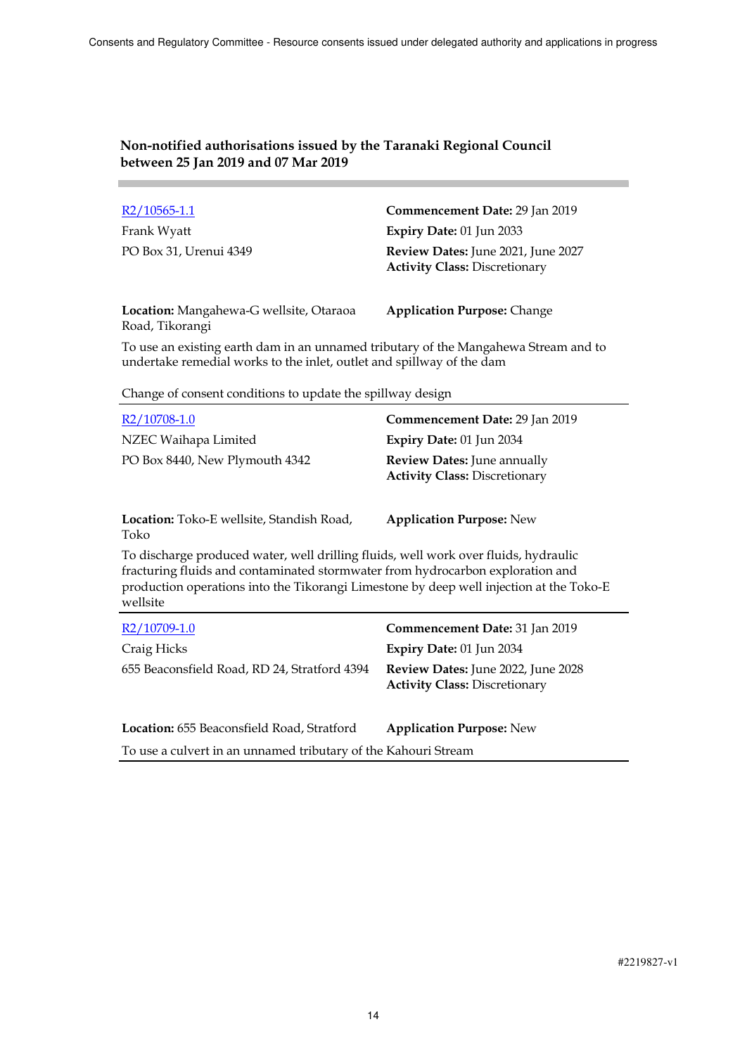## Non-notified authorisations issued by the Taranaki Regional Council between 25 Jan 2019 and 07 Mar 2019

| | |
|---|---|
| R2/10565-1.1 | **Commencement Date:** 29 Jan 2019 |
| Frank Wyatt | **Expiry Date:** 01 Jun 2033 |
| PO Box 31, Urenui 4349 | **Review Dates:** June 2021, June 2027 |
| | **Activity Class:** Discretionary |
| **Location:** Mangahewa-G wellsite, Otaraoa Road, Tikorangi | **Application Purpose:** Change |

To use an existing earth dam in an unnamed tributary of the Mangahewa Stream and to undertake remedial works to the inlet, outlet and spillway of the dam

Change of consent conditions to update the spillway design

---

| | |
|---|---|
| R2/10708-1.0 | **Commencement Date:** 29 Jan 2019 |
| NZEC Waihapa Limited | **Expiry Date:** 01 Jun 2034 |
| PO Box 8440, New Plymouth 4342 | **Review Dates:** June annually |
| | **Activity Class:** Discretionary |
| **Location:** Toko-E wellsite, Standish Road, Toko | **Application Purpose:** New |

To discharge produced water, well drilling fluids, well work over fluids, hydraulic fracturing fluids and contaminated stormwater from hydrocarbon exploration and production operations into the Tikorangi Limestone by deep well injection at the Toko-E wellsite

---

| | |
|---|---|
| R2/10709-1.0 | **Commencement Date:** 31 Jan 2019 |
| Craig Hicks | **Expiry Date:** 01 Jun 2034 |
| 655 Beaconsfield Road, RD 24, Stratford 4394 | **Review Dates:** June 2022, June 2028 |
| | **Activity Class:** Discretionary |
| **Location:** 655 Beaconsfield Road, Stratford | **Application Purpose:** New |

To use a culvert in an unnamed tributary of the Kahouri Stream

---

#2219827-v1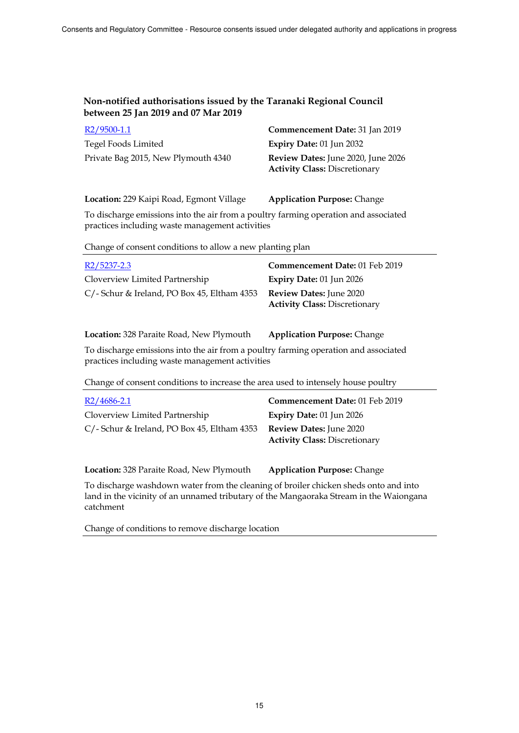## Non-notified authorisations issued by the Taranaki Regional Council between 25 Jan 2019 and 07 Mar 2019

R2/9500-1.1
Tegel Foods Limited
Private Bag 2015, New Plymouth 4340

**Commencement Date:** 31 Jan 2019
**Expiry Date:** 01 Jun 2032
**Review Dates:** June 2020, June 2026
**Activity Class:** Discretionary

**Location:** 229 Kaipi Road, Egmont Village
**Application Purpose:** Change

To discharge emissions into the air from a poultry farming operation and associated practices including waste management activities

Change of consent conditions to allow a new planting plan

---

R2/5237-2.3
Cloverview Limited Partnership
C/- Schur & Ireland, PO Box 45, Eltham 4353

**Commencement Date:** 01 Feb 2019
**Expiry Date:** 01 Jun 2026
**Review Dates:** June 2020
**Activity Class:** Discretionary

**Location:** 328 Paraite Road, New Plymouth
**Application Purpose:** Change

To discharge emissions into the air from a poultry farming operation and associated practices including waste management activities

Change of consent conditions to increase the area used to intensely house poultry

---

R2/4686-2.1
Cloverview Limited Partnership
C/- Schur & Ireland, PO Box 45, Eltham 4353

**Commencement Date:** 01 Feb 2019
**Expiry Date:** 01 Jun 2026
**Review Dates:** June 2020
**Activity Class:** Discretionary

**Location:** 328 Paraite Road, New Plymouth
**Application Purpose:** Change

To discharge washdown water from the cleaning of broiler chicken sheds onto and into land in the vicinity of an unnamed tributary of the Mangaoraka Stream in the Waiongana catchment

Change of conditions to remove discharge location

---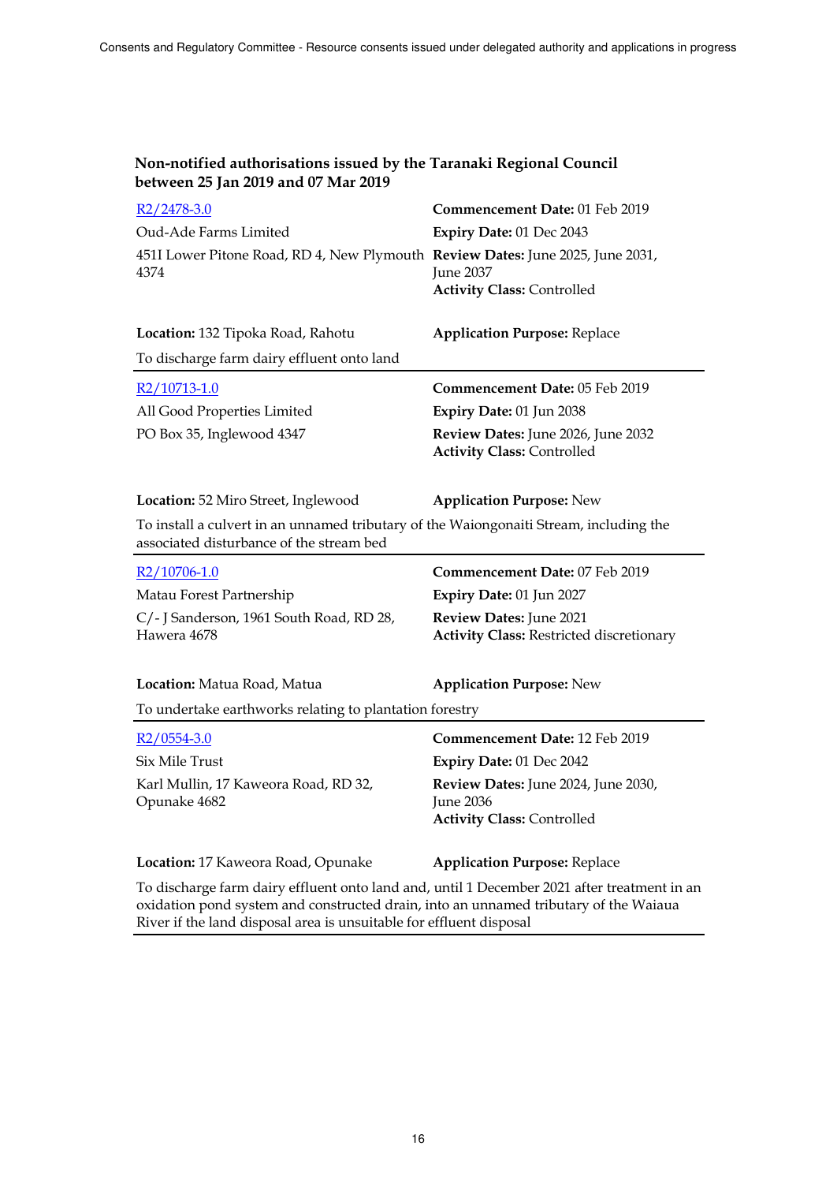**Non-notified authorisations issued by the Taranaki Regional Council between 25 Jan 2019 and 07 Mar 2019**

---

[R2/2478-3.0](R2/2478-3.0)

Oud-Ade Farms Limited

451I Lower Pitone Road, RD 4, New Plymouth 4374

**Commencement Date:** 01 Feb 2019
**Expiry Date:** 01 Dec 2043
**Review Dates:** June 2025, June 2031, June 2037
**Activity Class:** Controlled

**Location:** 132 Tipoka Road, Rahotu

**Application Purpose:** Replace

To discharge farm dairy effluent onto land

---

[R2/10713-1.0](R2/10713-1.0)

All Good Properties Limited

PO Box 35, Inglewood 4347

**Commencement Date:** 05 Feb 2019
**Expiry Date:** 01 Jun 2038
**Review Dates:** June 2026, June 2032
**Activity Class:** Controlled

**Location:** 52 Miro Street, Inglewood

**Application Purpose:** New

To install a culvert in an unnamed tributary of the Waiongonaiti Stream, including the associated disturbance of the stream bed

---

[R2/10706-1.0](R2/10706-1.0)

Matau Forest Partnership

C/- J Sanderson, 1961 South Road, RD 28, Hawera 4678

**Commencement Date:** 07 Feb 2019
**Expiry Date:** 01 Jun 2027
**Review Dates:** June 2021
**Activity Class:** Restricted discretionary

**Location:** Matua Road, Matua

**Application Purpose:** New

To undertake earthworks relating to plantation forestry

---

[R2/0554-3.0](R2/0554-3.0)

Six Mile Trust

Karl Mullin, 17 Kaweora Road, RD 32, Opunake 4682

**Commencement Date:** 12 Feb 2019
**Expiry Date:** 01 Dec 2042
**Review Dates:** June 2024, June 2030, June 2036
**Activity Class:** Controlled

**Location:** 17 Kaweora Road, Opunake

**Application Purpose:** Replace

To discharge farm dairy effluent onto land and, until 1 December 2021 after treatment in an oxidation pond system and constructed drain, into an unnamed tributary of the Waiaua River if the land disposal area is unsuitable for effluent disposal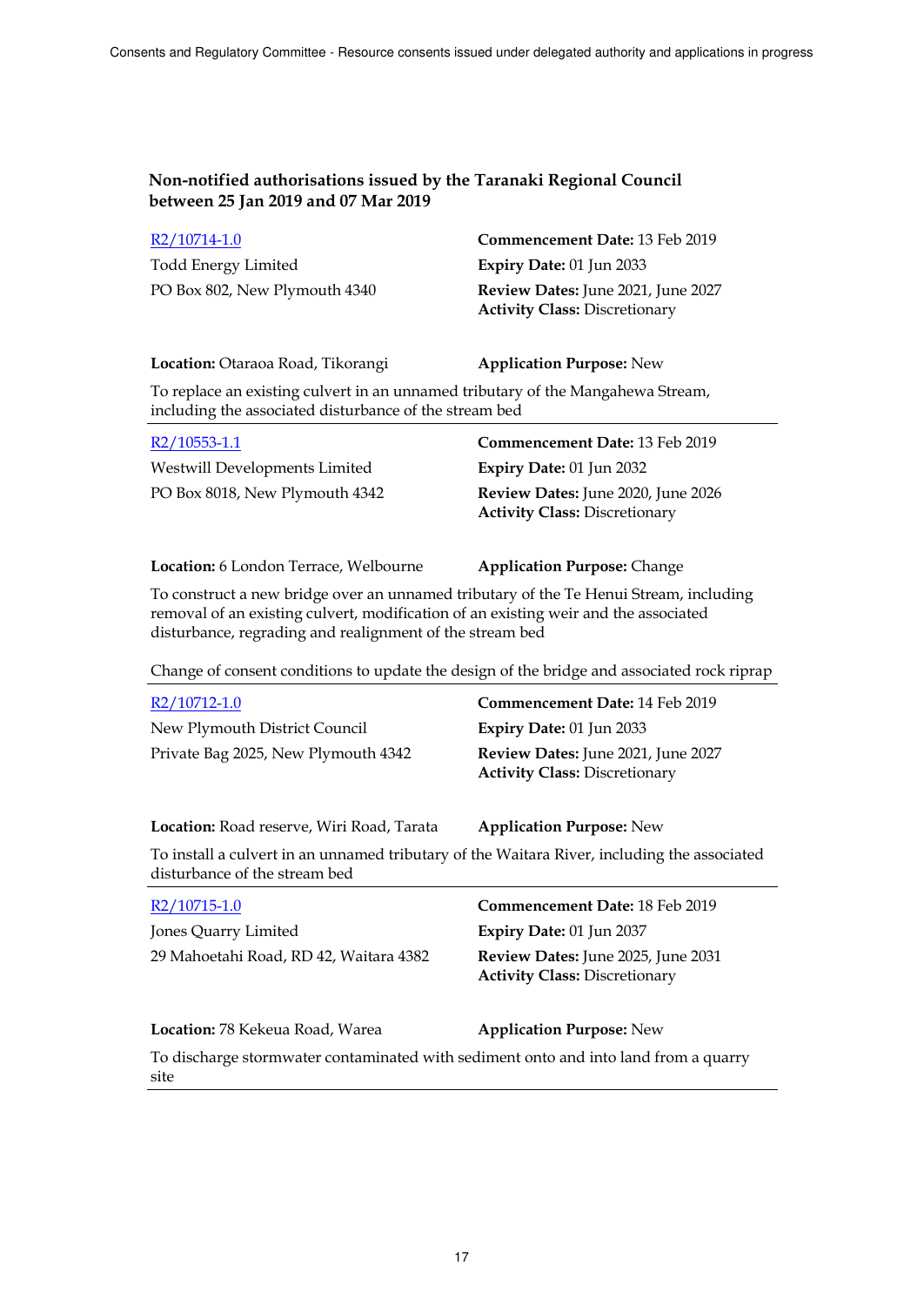### Non-notified authorisations issued by the Taranaki Regional Council between 25 Jan 2019 and 07 Mar 2019

[R2/10714-1.0](R2/10714-1.0)
Todd Energy Limited
PO Box 802, New Plymouth 4340

**Commencement Date:** 13 Feb 2019
**Expiry Date:** 01 Jun 2033
**Review Dates:** June 2021, June 2027
**Activity Class:** Discretionary

**Location:** Otaraoa Road, Tikorangi
**Application Purpose:** New

To replace an existing culvert in an unnamed tributary of the Mangahewa Stream, including the associated disturbance of the stream bed

---

[R2/10553-1.1](R2/10553-1.1)
Westwill Developments Limited
PO Box 8018, New Plymouth 4342

**Commencement Date:** 13 Feb 2019
**Expiry Date:** 01 Jun 2032
**Review Dates:** June 2020, June 2026
**Activity Class:** Discretionary

**Location:** 6 London Terrace, Welbourne
**Application Purpose:** Change

To construct a new bridge over an unnamed tributary of the Te Henui Stream, including removal of an existing culvert, modification of an existing weir and the associated disturbance, regrading and realignment of the stream bed

Change of consent conditions to update the design of the bridge and associated rock riprap

---

[R2/10712-1.0](R2/10712-1.0)
New Plymouth District Council
Private Bag 2025, New Plymouth 4342

**Commencement Date:** 14 Feb 2019
**Expiry Date:** 01 Jun 2033
**Review Dates:** June 2021, June 2027
**Activity Class:** Discretionary

**Location:** Road reserve, Wiri Road, Tarata
**Application Purpose:** New

To install a culvert in an unnamed tributary of the Waitara River, including the associated disturbance of the stream bed

---

[R2/10715-1.0](R2/10715-1.0)
Jones Quarry Limited
29 Mahoetahi Road, RD 42, Waitara 4382

**Commencement Date:** 18 Feb 2019
**Expiry Date:** 01 Jun 2037
**Review Dates:** June 2025, June 2031
**Activity Class:** Discretionary

**Location:** 78 Kekeua Road, Warea
**Application Purpose:** New

To discharge stormwater contaminated with sediment onto and into land from a quarry site

---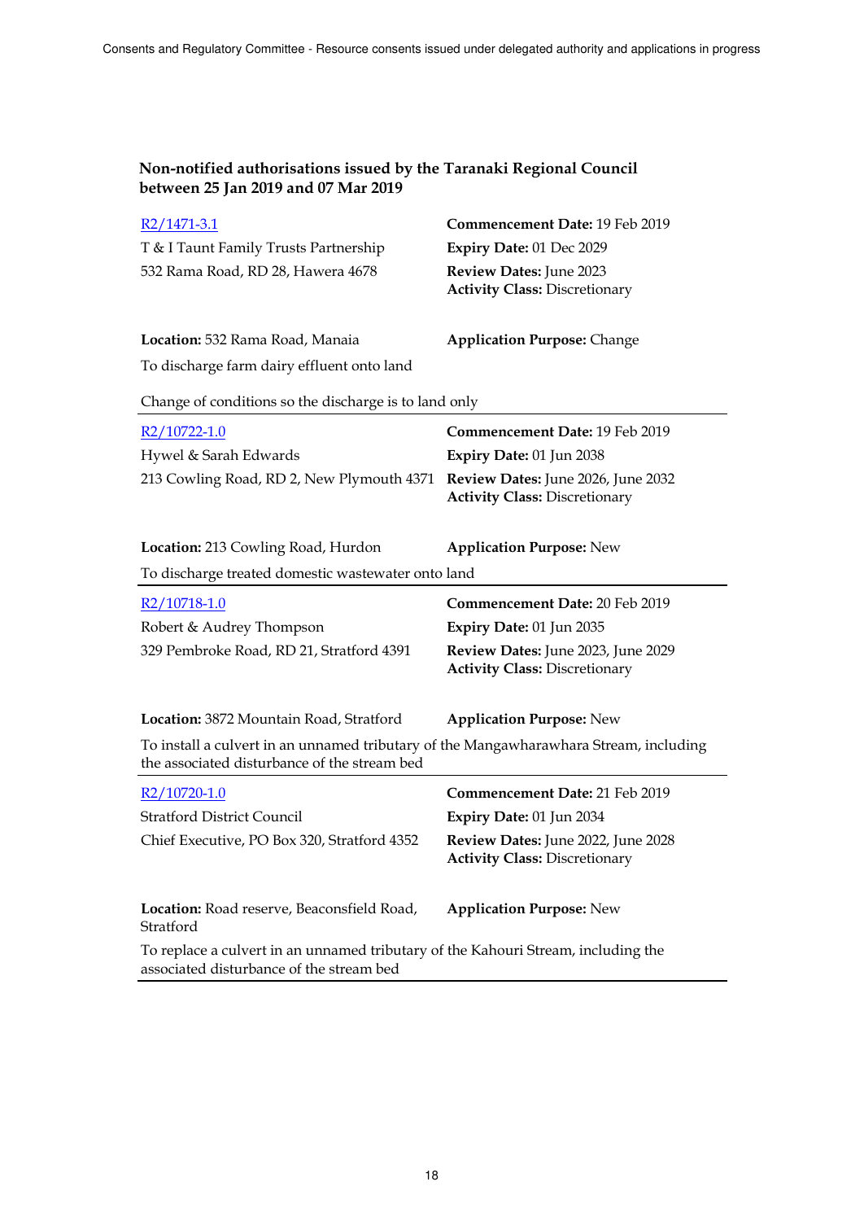**Non-notified authorisations issued by the Taranaki Regional Council between 25 Jan 2019 and 07 Mar 2019**

---

R2/1471-3.1
T & I Taunt Family Trusts Partnership
532 Rama Road, RD 28, Hawera 4678

**Commencement Date:** 19 Feb 2019
**Expiry Date:** 01 Dec 2029
**Review Dates:** June 2023
**Activity Class:** Discretionary

**Location:** 532 Rama Road, Manaia
**Application Purpose:** Change

To discharge farm dairy effluent onto land

Change of conditions so the discharge is to land only

---

R2/10722-1.0
Hywel & Sarah Edwards
213 Cowling Road, RD 2, New Plymouth 4371

**Commencement Date:** 19 Feb 2019
**Expiry Date:** 01 Jun 2038
**Review Dates:** June 2026, June 2032
**Activity Class:** Discretionary

**Location:** 213 Cowling Road, Hurdon
**Application Purpose:** New

To discharge treated domestic wastewater onto land

---

R2/10718-1.0
Robert & Audrey Thompson
329 Pembroke Road, RD 21, Stratford 4391

**Commencement Date:** 20 Feb 2019
**Expiry Date:** 01 Jun 2035
**Review Dates:** June 2023, June 2029
**Activity Class:** Discretionary

**Location:** 3872 Mountain Road, Stratford
**Application Purpose:** New

To install a culvert in an unnamed tributary of the Mangawharawhara Stream, including the associated disturbance of the stream bed

---

R2/10720-1.0
Stratford District Council
Chief Executive, PO Box 320, Stratford 4352

**Commencement Date:** 21 Feb 2019
**Expiry Date:** 01 Jun 2034
**Review Dates:** June 2022, June 2028
**Activity Class:** Discretionary

**Location:** Road reserve, Beaconsfield Road, Stratford
**Application Purpose:** New

To replace a culvert in an unnamed tributary of the Kahouri Stream, including the associated disturbance of the stream bed

---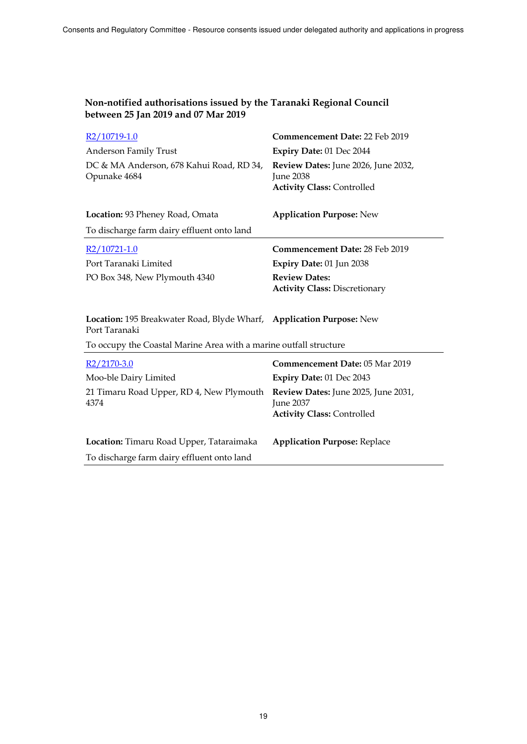**Non-notified authorisations issued by the Taranaki Regional Council between 25 Jan 2019 and 07 Mar 2019**

| | |
|---|---|
| R2/10719-1.0 | **Commencement Date:** 22 Feb 2019 |
| Anderson Family Trust | **Expiry Date:** 01 Dec 2044 |
| DC & MA Anderson, 678 Kahui Road, RD 34, Opunake 4684 | **Review Dates:** June 2026, June 2032, June 2038<br>**Activity Class:** Controlled |
| **Location:** 93 Pheney Road, Omata | **Application Purpose:** New |
| To discharge farm dairy effluent onto land | |

| | |
|---|---|
| R2/10721-1.0 | **Commencement Date:** 28 Feb 2019 |
| Port Taranaki Limited | **Expiry Date:** 01 Jun 2038 |
| PO Box 348, New Plymouth 4340 | **Review Dates:**<br>**Activity Class:** Discretionary |
| **Location:** 195 Breakwater Road, Blyde Wharf, Port Taranaki | **Application Purpose:** New |
| To occupy the Coastal Marine Area with a marine outfall structure | |

| | |
|---|---|
| R2/2170-3.0 | **Commencement Date:** 05 Mar 2019 |
| Moo-ble Dairy Limited | **Expiry Date:** 01 Dec 2043 |
| 21 Timaru Road Upper, RD 4, New Plymouth 4374 | **Review Dates:** June 2025, June 2031, June 2037<br>**Activity Class:** Controlled |
| **Location:** Timaru Road Upper, Tataraimaka | **Application Purpose:** Replace |
| To discharge farm dairy effluent onto land | |